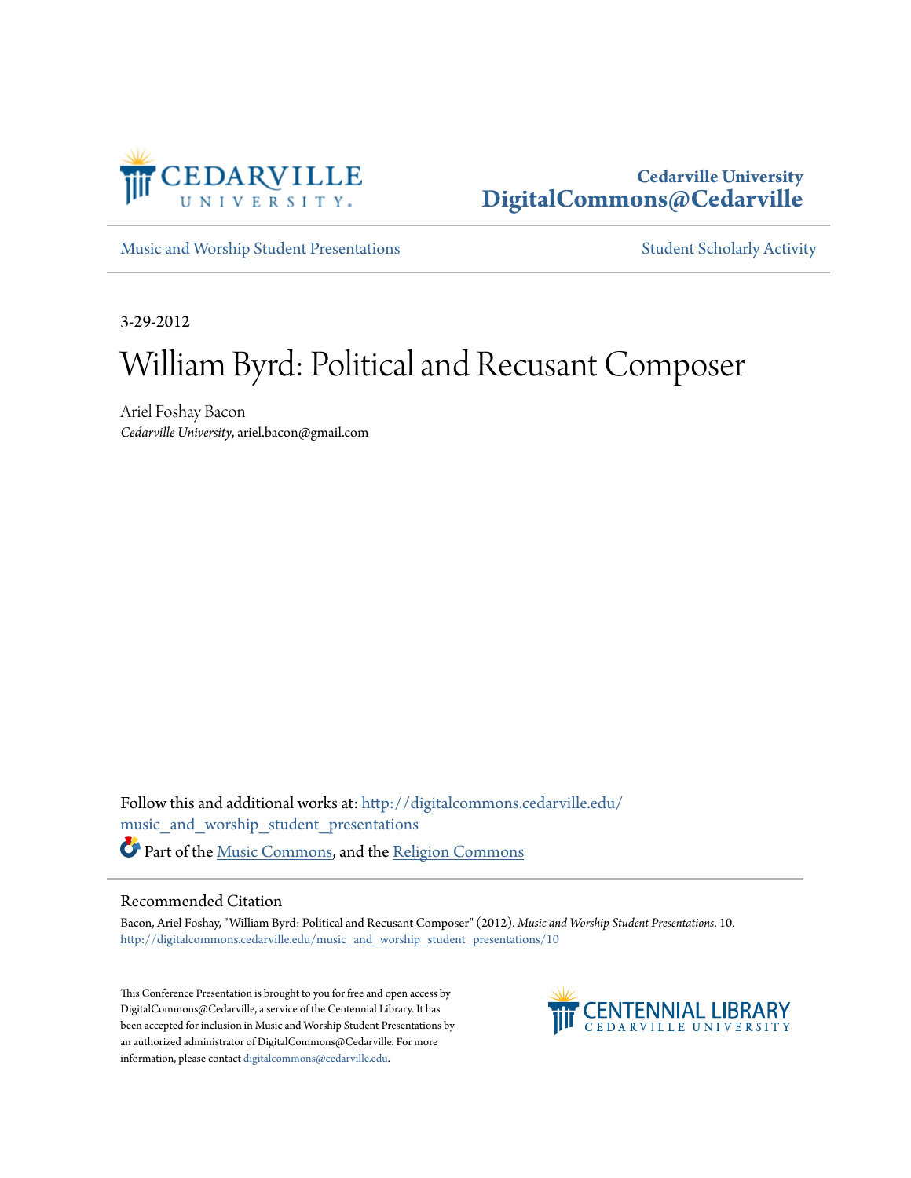Cedarville University
DigitalCommons@Cedarville

Music and Worship Student Presentations

Student Scholarly Activity

3-29-2012

# William Byrd: Political and Recusant Composer

Ariel Foshay Bacon
*Cedarville University*, ariel.bacon@gmail.com

Follow this and additional works at: http://digitalcommons.cedarville.edu/music_and_worship_student_presentations

Part of the Music Commons, and the Religion Commons

## Recommended Citation

Bacon, Ariel Foshay, "William Byrd: Political and Recusant Composer" (2012). *Music and Worship Student Presentations*. 10.
http://digitalcommons.cedarville.edu/music_and_worship_student_presentations/10

This Conference Presentation is brought to you for free and open access by DigitalCommons@Cedarville, a service of the Centennial Library. It has been accepted for inclusion in Music and Worship Student Presentations by an authorized administrator of DigitalCommons@Cedarville. For more information, please contact digitalcommons@cedarville.edu.

CENTENNIAL LIBRARY
CEDARVILLE UNIVERSITY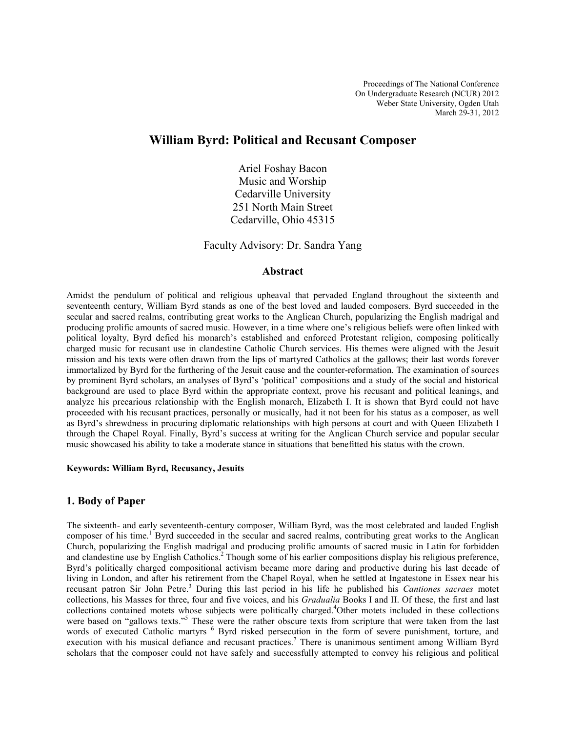Proceedings of The National Conference
On Undergraduate Research (NCUR) 2012
Weber State University, Ogden Utah
March 29-31, 2012

# William Byrd: Political and Recusant Composer

Ariel Foshay Bacon
Music and Worship
Cedarville University
251 North Main Street
Cedarville, Ohio 45315

Faculty Advisory: Dr. Sandra Yang

### Abstract

Amidst the pendulum of political and religious upheaval that pervaded England throughout the sixteenth and seventeenth century, William Byrd stands as one of the best loved and lauded composers. Byrd succeeded in the secular and sacred realms, contributing great works to the Anglican Church, popularizing the English madrigal and producing prolific amounts of sacred music. However, in a time where one's religious beliefs were often linked with political loyalty, Byrd defied his monarch's established and enforced Protestant religion, composing politically charged music for recusant use in clandestine Catholic Church services. His themes were aligned with the Jesuit mission and his texts were often drawn from the lips of martyred Catholics at the gallows; their last words forever immortalized by Byrd for the furthering of the Jesuit cause and the counter-reformation. The examination of sources by prominent Byrd scholars, an analyses of Byrd's 'political' compositions and a study of the social and historical background are used to place Byrd within the appropriate context, prove his recusant and political leanings, and analyze his precarious relationship with the English monarch, Elizabeth I. It is shown that Byrd could not have proceeded with his recusant practices, personally or musically, had it not been for his status as a composer, as well as Byrd's shrewdness in procuring diplomatic relationships with high persons at court and with Queen Elizabeth I through the Chapel Royal. Finally, Byrd's success at writing for the Anglican Church service and popular secular music showcased his ability to take a moderate stance in situations that benefitted his status with the crown.

**Keywords: William Byrd, Recusancy, Jesuits**

## 1. Body of Paper

The sixteenth- and early seventeenth-century composer, William Byrd, was the most celebrated and lauded English composer of his time.[1] Byrd succeeded in the secular and sacred realms, contributing great works to the Anglican Church, popularizing the English madrigal and producing prolific amounts of sacred music in Latin for forbidden and clandestine use by English Catholics.[2] Though some of his earlier compositions display his religious preference, Byrd's politically charged compositional activism became more daring and productive during his last decade of living in London, and after his retirement from the Chapel Royal, when he settled at Ingatestone in Essex near his recusant patron Sir John Petre.[3] During this last period in his life he published his *Cantiones sacraes* motet collections, his Masses for three, four and five voices, and his *Gradualia* Books I and II. Of these, the first and last collections contained motets whose subjects were politically charged.[4]Other motets included in these collections were based on "gallows texts."[5] These were the rather obscure texts from scripture that were taken from the last words of executed Catholic martyrs [6] Byrd risked persecution in the form of severe punishment, torture, and execution with his musical defiance and recusant practices.[7] There is unanimous sentiment among William Byrd scholars that the composer could not have safely and successfully attempted to convey his religious and political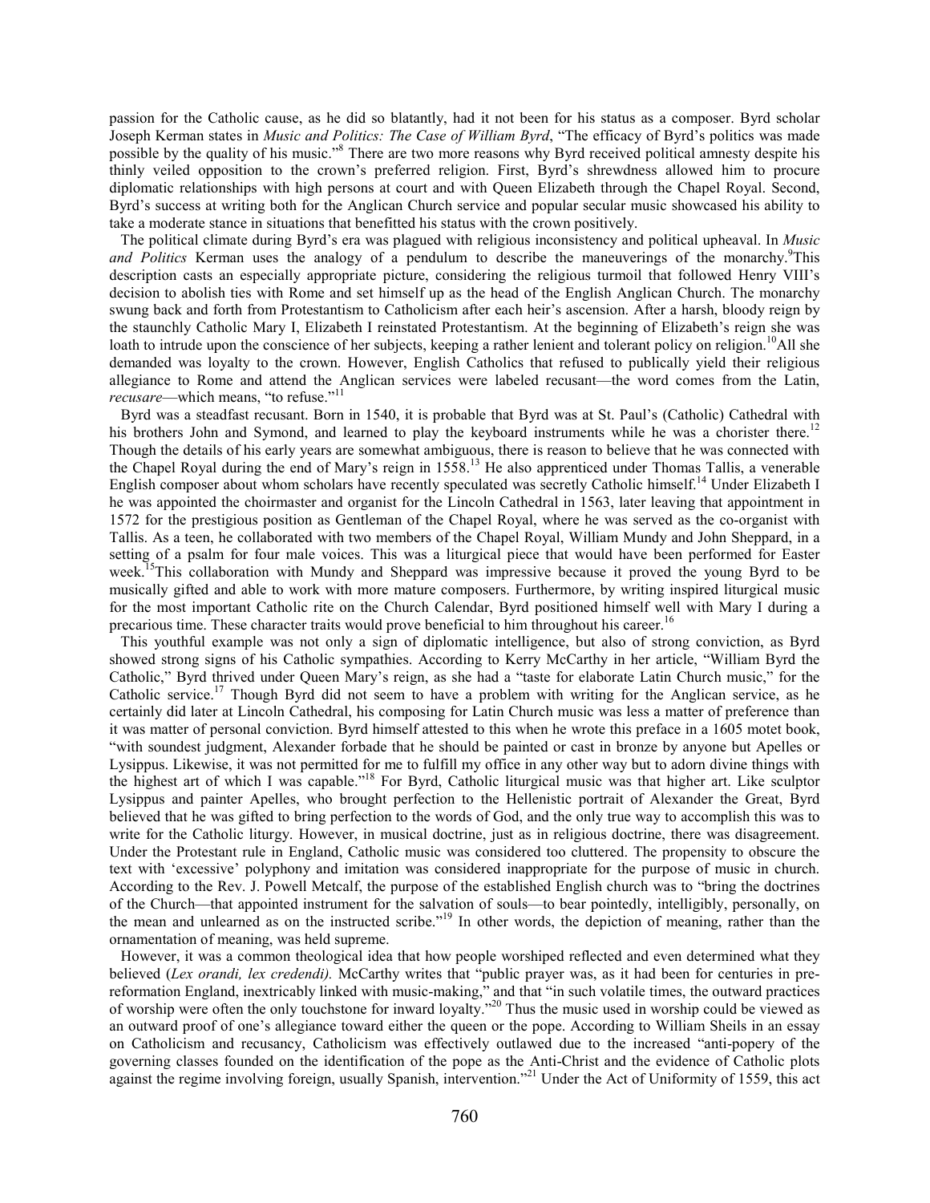passion for the Catholic cause, as he did so blatantly, had it not been for his status as a composer. Byrd scholar Joseph Kerman states in *Music and Politics: The Case of William Byrd*, "The efficacy of Byrd's politics was made possible by the quality of his music."[8] There are two more reasons why Byrd received political amnesty despite his thinly veiled opposition to the crown's preferred religion. First, Byrd's shrewdness allowed him to procure diplomatic relationships with high persons at court and with Queen Elizabeth through the Chapel Royal. Second, Byrd's success at writing both for the Anglican Church service and popular secular music showcased his ability to take a moderate stance in situations that benefitted his status with the crown positively.

The political climate during Byrd's era was plagued with religious inconsistency and political upheaval. In *Music and Politics* Kerman uses the analogy of a pendulum to describe the maneuverings of the monarchy.[9]This description casts an especially appropriate picture, considering the religious turmoil that followed Henry VIII's decision to abolish ties with Rome and set himself up as the head of the English Anglican Church. The monarchy swung back and forth from Protestantism to Catholicism after each heir's ascension. After a harsh, bloody reign by the staunchly Catholic Mary I, Elizabeth I reinstated Protestantism. At the beginning of Elizabeth's reign she was loath to intrude upon the conscience of her subjects, keeping a rather lenient and tolerant policy on religion.[10]All she demanded was loyalty to the crown. However, English Catholics that refused to publically yield their religious allegiance to Rome and attend the Anglican services were labeled recusant—the word comes from the Latin, *recusare*—which means, "to refuse."[11]

Byrd was a steadfast recusant. Born in 1540, it is probable that Byrd was at St. Paul's (Catholic) Cathedral with his brothers John and Symond, and learned to play the keyboard instruments while he was a chorister there.[12] Though the details of his early years are somewhat ambiguous, there is reason to believe that he was connected with the Chapel Royal during the end of Mary's reign in 1558.[13] He also apprenticed under Thomas Tallis, a venerable English composer about whom scholars have recently speculated was secretly Catholic himself.[14] Under Elizabeth I he was appointed the choirmaster and organist for the Lincoln Cathedral in 1563, later leaving that appointment in 1572 for the prestigious position as Gentleman of the Chapel Royal, where he was served as the co-organist with Tallis. As a teen, he collaborated with two members of the Chapel Royal, William Mundy and John Sheppard, in a setting of a psalm for four male voices. This was a liturgical piece that would have been performed for Easter week.[15]This collaboration with Mundy and Sheppard was impressive because it proved the young Byrd to be musically gifted and able to work with more mature composers. Furthermore, by writing inspired liturgical music for the most important Catholic rite on the Church Calendar, Byrd positioned himself well with Mary I during a precarious time. These character traits would prove beneficial to him throughout his career.[16]

This youthful example was not only a sign of diplomatic intelligence, but also of strong conviction, as Byrd showed strong signs of his Catholic sympathies. According to Kerry McCarthy in her article, "William Byrd the Catholic," Byrd thrived under Queen Mary's reign, as she had a "taste for elaborate Latin Church music," for the Catholic service.[17] Though Byrd did not seem to have a problem with writing for the Anglican service, as he certainly did later at Lincoln Cathedral, his composing for Latin Church music was less a matter of preference than it was matter of personal conviction. Byrd himself attested to this when he wrote this preface in a 1605 motet book, "with soundest judgment, Alexander forbade that he should be painted or cast in bronze by anyone but Apelles or Lysippus. Likewise, it was not permitted for me to fulfill my office in any other way but to adorn divine things with the highest art of which I was capable."[18] For Byrd, Catholic liturgical music was that higher art. Like sculptor Lysippus and painter Apelles, who brought perfection to the Hellenistic portrait of Alexander the Great, Byrd believed that he was gifted to bring perfection to the words of God, and the only true way to accomplish this was to write for the Catholic liturgy. However, in musical doctrine, just as in religious doctrine, there was disagreement. Under the Protestant rule in England, Catholic music was considered too cluttered. The propensity to obscure the text with 'excessive' polyphony and imitation was considered inappropriate for the purpose of music in church. According to the Rev. J. Powell Metcalf, the purpose of the established English church was to "bring the doctrines of the Church—that appointed instrument for the salvation of souls—to bear pointedly, intelligibly, personally, on the mean and unlearned as on the instructed scribe."[19] In other words, the depiction of meaning, rather than the ornamentation of meaning, was held supreme.

However, it was a common theological idea that how people worshiped reflected and even determined what they believed (*Lex orandi, lex credendi).* McCarthy writes that "public prayer was, as it had been for centuries in pre-reformation England, inextricably linked with music-making," and that "in such volatile times, the outward practices of worship were often the only touchstone for inward loyalty."[20] Thus the music used in worship could be viewed as an outward proof of one's allegiance toward either the queen or the pope. According to William Sheils in an essay on Catholicism and recusancy, Catholicism was effectively outlawed due to the increased "anti-popery of the governing classes founded on the identification of the pope as the Anti-Christ and the evidence of Catholic plots against the regime involving foreign, usually Spanish, intervention."[21] Under the Act of Uniformity of 1559, this act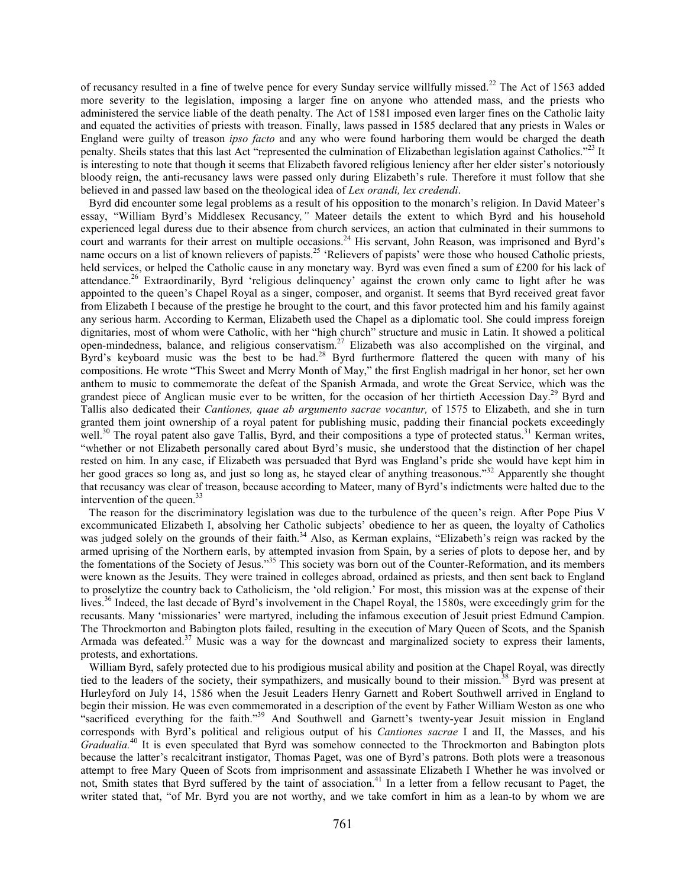of recusancy resulted in a fine of twelve pence for every Sunday service willfully missed.[22] The Act of 1563 added more severity to the legislation, imposing a larger fine on anyone who attended mass, and the priests who administered the service liable of the death penalty. The Act of 1581 imposed even larger fines on the Catholic laity and equated the activities of priests with treason. Finally, laws passed in 1585 declared that any priests in Wales or England were guilty of treason *ipso facto* and any who were found harboring them would be charged the death penalty. Sheils states that this last Act "represented the culmination of Elizabethan legislation against Catholics."[23] It is interesting to note that though it seems that Elizabeth favored religious leniency after her elder sister's notoriously bloody reign, the anti-recusancy laws were passed only during Elizabeth's rule. Therefore it must follow that she believed in and passed law based on the theological idea of *Lex orandi, lex credendi*.

Byrd did encounter some legal problems as a result of his opposition to the monarch's religion. In David Mateer's essay, "William Byrd's Middlesex Recusancy*,"* Mateer details the extent to which Byrd and his household experienced legal duress due to their absence from church services, an action that culminated in their summons to court and warrants for their arrest on multiple occasions.[24] His servant, John Reason, was imprisoned and Byrd's name occurs on a list of known relievers of papists.[25] 'Relievers of papists' were those who housed Catholic priests, held services, or helped the Catholic cause in any monetary way. Byrd was even fined a sum of £200 for his lack of attendance.[26] Extraordinarily, Byrd 'religious delinquency' against the crown only came to light after he was appointed to the queen's Chapel Royal as a singer, composer, and organist. It seems that Byrd received great favor from Elizabeth I because of the prestige he brought to the court, and this favor protected him and his family against any serious harm. According to Kerman, Elizabeth used the Chapel as a diplomatic tool. She could impress foreign dignitaries, most of whom were Catholic, with her "high church" structure and music in Latin. It showed a political open-mindedness, balance, and religious conservatism.[27] Elizabeth was also accomplished on the virginal, and Byrd's keyboard music was the best to be had.[28] Byrd furthermore flattered the queen with many of his compositions. He wrote "This Sweet and Merry Month of May," the first English madrigal in her honor, set her own anthem to music to commemorate the defeat of the Spanish Armada, and wrote the Great Service, which was the grandest piece of Anglican music ever to be written, for the occasion of her thirtieth Accession Day.[29] Byrd and Tallis also dedicated their *Cantiones, quae ab argumento sacrae vocantur,* of 1575 to Elizabeth, and she in turn granted them joint ownership of a royal patent for publishing music, padding their financial pockets exceedingly well.[30] The royal patent also gave Tallis, Byrd, and their compositions a type of protected status.[31] Kerman writes, "whether or not Elizabeth personally cared about Byrd's music, she understood that the distinction of her chapel rested on him. In any case, if Elizabeth was persuaded that Byrd was England's pride she would have kept him in her good graces so long as, and just so long as, he stayed clear of anything treasonous."[32] Apparently she thought that recusancy was clear of treason, because according to Mateer, many of Byrd's indictments were halted due to the intervention of the queen.[33]

The reason for the discriminatory legislation was due to the turbulence of the queen's reign. After Pope Pius V excommunicated Elizabeth I, absolving her Catholic subjects' obedience to her as queen, the loyalty of Catholics was judged solely on the grounds of their faith.[34] Also, as Kerman explains, "Elizabeth's reign was racked by the armed uprising of the Northern earls, by attempted invasion from Spain, by a series of plots to depose her, and by the fomentations of the Society of Jesus."[35] This society was born out of the Counter-Reformation, and its members were known as the Jesuits. They were trained in colleges abroad, ordained as priests, and then sent back to England to proselytize the country back to Catholicism, the 'old religion.' For most, this mission was at the expense of their lives.[36] Indeed, the last decade of Byrd's involvement in the Chapel Royal, the 1580s, were exceedingly grim for the recusants. Many 'missionaries' were martyred, including the infamous execution of Jesuit priest Edmund Campion. The Throckmorton and Babington plots failed, resulting in the execution of Mary Queen of Scots, and the Spanish Armada was defeated.[37] Music was a way for the downcast and marginalized society to express their laments, protests, and exhortations.

William Byrd, safely protected due to his prodigious musical ability and position at the Chapel Royal, was directly tied to the leaders of the society, their sympathizers, and musically bound to their mission.[38] Byrd was present at Hurleyford on July 14, 1586 when the Jesuit Leaders Henry Garnett and Robert Southwell arrived in England to begin their mission. He was even commemorated in a description of the event by Father William Weston as one who "sacrificed everything for the faith."[39] And Southwell and Garnett's twenty-year Jesuit mission in England corresponds with Byrd's political and religious output of his *Cantiones sacrae* I and II, the Masses, and his *Gradualia.*[40] It is even speculated that Byrd was somehow connected to the Throckmorton and Babington plots because the latter's recalcitrant instigator, Thomas Paget, was one of Byrd's patrons. Both plots were a treasonous attempt to free Mary Queen of Scots from imprisonment and assassinate Elizabeth I Whether he was involved or not, Smith states that Byrd suffered by the taint of association.[41] In a letter from a fellow recusant to Paget, the writer stated that, "of Mr. Byrd you are not worthy, and we take comfort in him as a lean-to by whom we are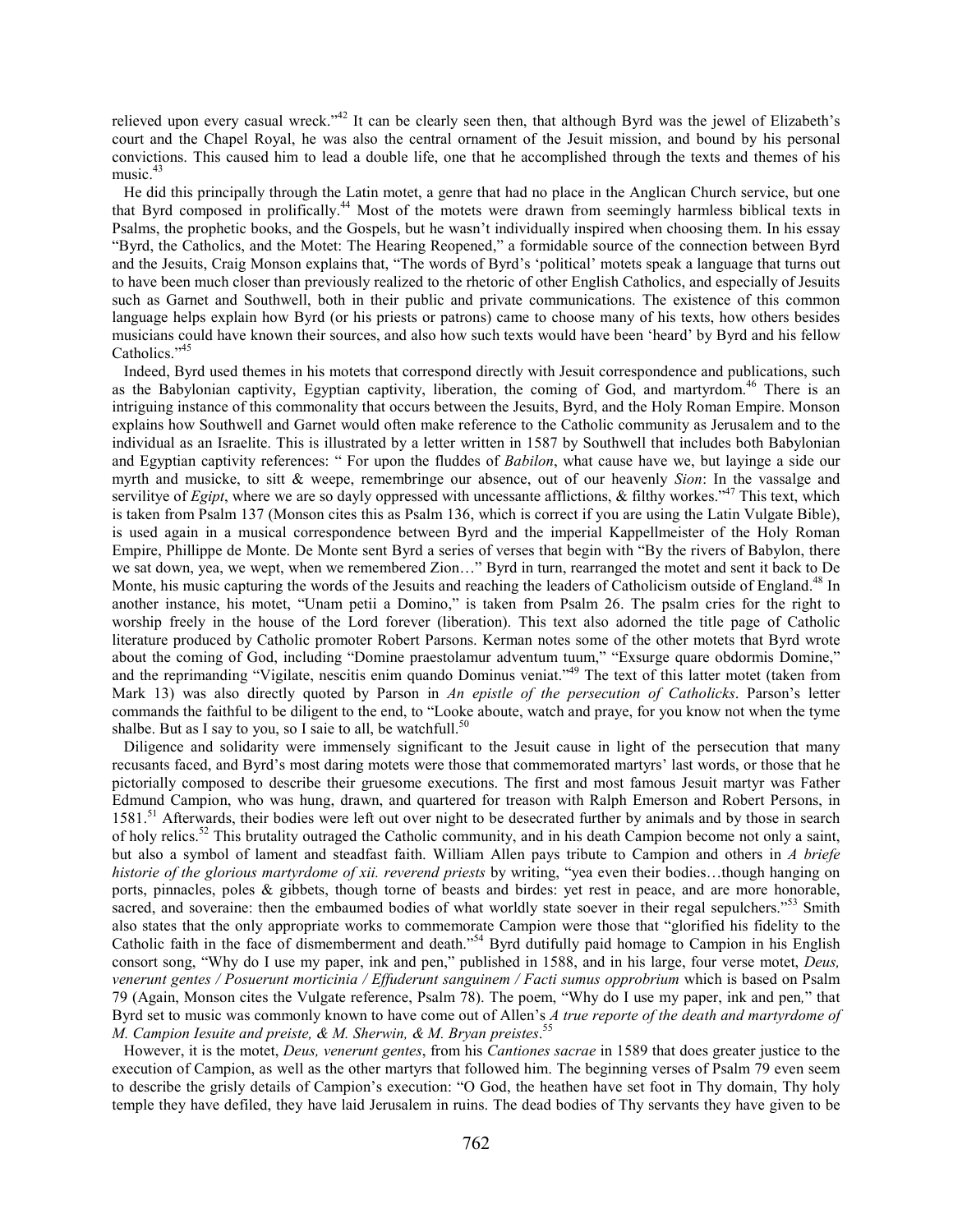relieved upon every casual wreck."[42] It can be clearly seen then, that although Byrd was the jewel of Elizabeth's court and the Chapel Royal, he was also the central ornament of the Jesuit mission, and bound by his personal convictions. This caused him to lead a double life, one that he accomplished through the texts and themes of his music.[43]

He did this principally through the Latin motet, a genre that had no place in the Anglican Church service, but one that Byrd composed in prolifically.[44] Most of the motets were drawn from seemingly harmless biblical texts in Psalms, the prophetic books, and the Gospels, but he wasn't individually inspired when choosing them. In his essay "Byrd, the Catholics, and the Motet: The Hearing Reopened," a formidable source of the connection between Byrd and the Jesuits, Craig Monson explains that, "The words of Byrd's 'political' motets speak a language that turns out to have been much closer than previously realized to the rhetoric of other English Catholics, and especially of Jesuits such as Garnet and Southwell, both in their public and private communications. The existence of this common language helps explain how Byrd (or his priests or patrons) came to choose many of his texts, how others besides musicians could have known their sources, and also how such texts would have been 'heard' by Byrd and his fellow Catholics."[45]

Indeed, Byrd used themes in his motets that correspond directly with Jesuit correspondence and publications, such as the Babylonian captivity, Egyptian captivity, liberation, the coming of God, and martyrdom.[46] There is an intriguing instance of this commonality that occurs between the Jesuits, Byrd, and the Holy Roman Empire. Monson explains how Southwell and Garnet would often make reference to the Catholic community as Jerusalem and to the individual as an Israelite. This is illustrated by a letter written in 1587 by Southwell that includes both Babylonian and Egyptian captivity references: " For upon the fluddes of *Babilon*, what cause have we, but layinge a side our myrth and musicke, to sitt & weepe, remembringe our absence, out of our heavenly *Sion*: In the vassalge and servilitye of *Egipt*, where we are so dayly oppressed with uncessante afflictions, & filthy workes."[47] This text, which is taken from Psalm 137 (Monson cites this as Psalm 136, which is correct if you are using the Latin Vulgate Bible), is used again in a musical correspondence between Byrd and the imperial Kappellmeister of the Holy Roman Empire, Phillippe de Monte. De Monte sent Byrd a series of verses that begin with "By the rivers of Babylon, there we sat down, yea, we wept, when we remembered Zion…" Byrd in turn, rearranged the motet and sent it back to De Monte, his music capturing the words of the Jesuits and reaching the leaders of Catholicism outside of England.[48] In another instance, his motet, "Unam petii a Domino," is taken from Psalm 26. The psalm cries for the right to worship freely in the house of the Lord forever (liberation). This text also adorned the title page of Catholic literature produced by Catholic promoter Robert Parsons. Kerman notes some of the other motets that Byrd wrote about the coming of God, including "Domine praestolamur adventum tuum," "Exsurge quare obdormis Domine," and the reprimanding "Vigilate, nescitis enim quando Dominus veniat."[49] The text of this latter motet (taken from Mark 13) was also directly quoted by Parson in *An epistle of the persecution of Catholicks*. Parson's letter commands the faithful to be diligent to the end, to "Looke aboute, watch and praye, for you know not when the tyme shalbe. But as I say to you, so I saie to all, be watchfull.[50]

Diligence and solidarity were immensely significant to the Jesuit cause in light of the persecution that many recusants faced, and Byrd's most daring motets were those that commemorated martyrs' last words, or those that he pictorially composed to describe their gruesome executions. The first and most famous Jesuit martyr was Father Edmund Campion, who was hung, drawn, and quartered for treason with Ralph Emerson and Robert Persons, in 1581.[51] Afterwards, their bodies were left out over night to be desecrated further by animals and by those in search of holy relics.[52] This brutality outraged the Catholic community, and in his death Campion become not only a saint, but also a symbol of lament and steadfast faith. William Allen pays tribute to Campion and others in *A briefe historie of the glorious martyrdome of xii. reverend priests* by writing, "yea even their bodies…though hanging on ports, pinnacles, poles & gibbets, though torne of beasts and birdes: yet rest in peace, and are more honorable, sacred, and soveraine: then the embaumed bodies of what worldly state soever in their regal sepulchers."[53] Smith also states that the only appropriate works to commemorate Campion were those that "glorified his fidelity to the Catholic faith in the face of dismemberment and death."[54] Byrd dutifully paid homage to Campion in his English consort song, "Why do I use my paper, ink and pen," published in 1588, and in his large, four verse motet, *Deus, venerunt gentes / Posuerunt morticinia / Effuderunt sanguinem / Facti sumus opprobrium* which is based on Psalm 79 (Again, Monson cites the Vulgate reference, Psalm 78). The poem, "Why do I use my paper, ink and pen," that Byrd set to music was commonly known to have come out of Allen's *A true reporte of the death and martyrdome of M. Campion Iesuite and preiste, & M. Sherwin, & M. Bryan preistes*.[55]

However, it is the motet, *Deus, venerunt gentes*, from his *Cantiones sacrae* in 1589 that does greater justice to the execution of Campion, as well as the other martyrs that followed him. The beginning verses of Psalm 79 even seem to describe the grisly details of Campion's execution: "O God, the heathen have set foot in Thy domain, Thy holy temple they have defiled, they have laid Jerusalem in ruins. The dead bodies of Thy servants they have given to be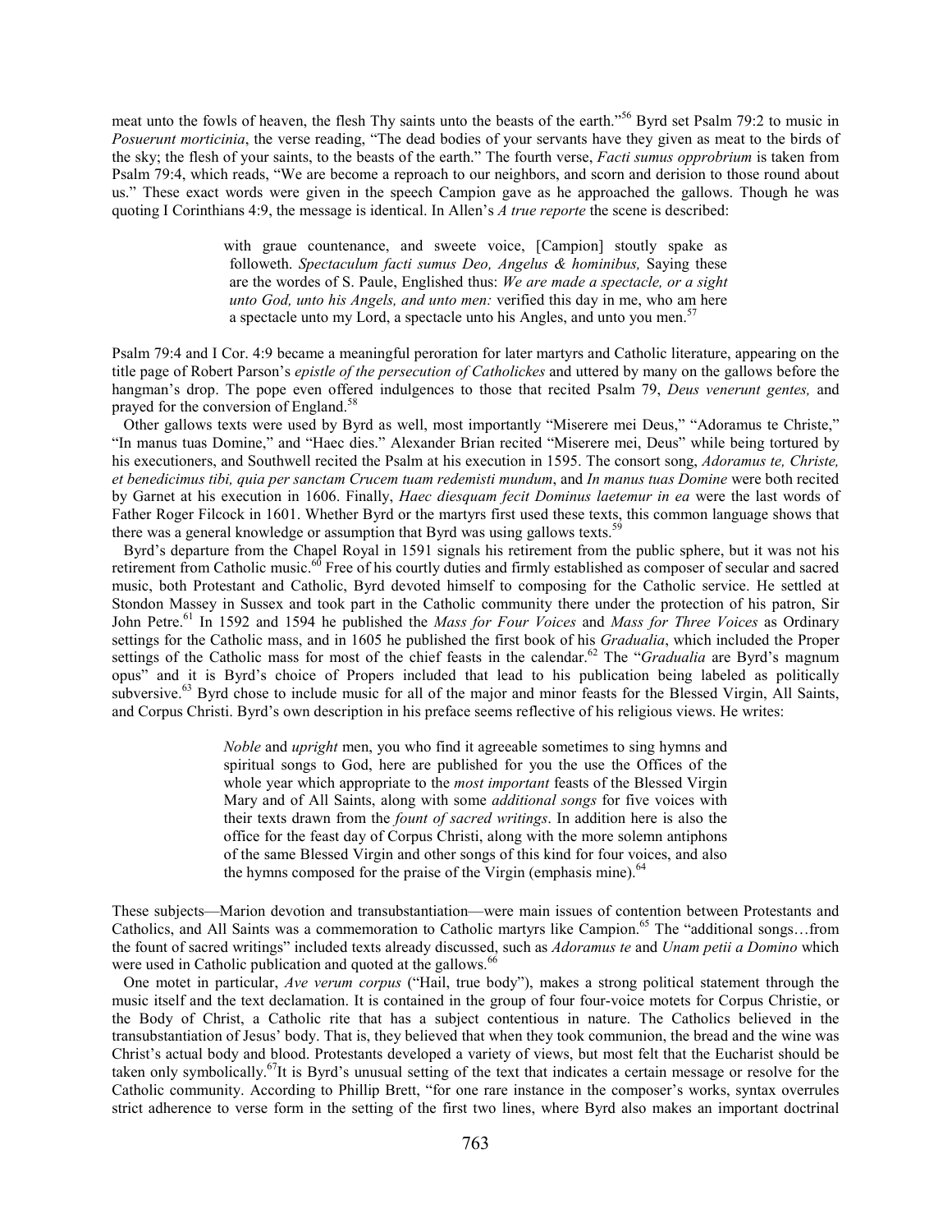meat unto the fowls of heaven, the flesh Thy saints unto the beasts of the earth."[56] Byrd set Psalm 79:2 to music in *Posuerunt morticinia*, the verse reading, "The dead bodies of your servants have they given as meat to the birds of the sky; the flesh of your saints, to the beasts of the earth." The fourth verse, *Facti sumus opprobrium* is taken from Psalm 79:4, which reads, "We are become a reproach to our neighbors, and scorn and derision to those round about us." These exact words were given in the speech Campion gave as he approached the gallows. Though he was quoting I Corinthians 4:9, the message is identical. In Allen's *A true reporte* the scene is described:

> with graue countenance, and sweete voice, [Campion] stoutly spake as followeth. *Spectaculum facti sumus Deo, Angelus & hominibus,* Saying these are the wordes of S. Paule, Englished thus: *We are made a spectacle, or a sight unto God, unto his Angels, and unto men:* verified this day in me, who am here a spectacle unto my Lord, a spectacle unto his Angles, and unto you men.[57]

Psalm 79:4 and I Cor. 4:9 became a meaningful peroration for later martyrs and Catholic literature, appearing on the title page of Robert Parson's *epistle of the persecution of Catholickes* and uttered by many on the gallows before the hangman's drop. The pope even offered indulgences to those that recited Psalm 79, *Deus venerunt gentes,* and prayed for the conversion of England.[58]

Other gallows texts were used by Byrd as well, most importantly "Miserere mei Deus," "Adoramus te Christe," "In manus tuas Domine," and "Haec dies." Alexander Brian recited "Miserere mei, Deus" while being tortured by his executioners, and Southwell recited the Psalm at his execution in 1595. The consort song, *Adoramus te, Christe, et benedicimus tibi, quia per sanctam Crucem tuam redemisti mundum*, and *In manus tuas Domine* were both recited by Garnet at his execution in 1606. Finally, *Haec diesquam fecit Dominus laetemur in ea* were the last words of Father Roger Filcock in 1601. Whether Byrd or the martyrs first used these texts, this common language shows that there was a general knowledge or assumption that Byrd was using gallows texts.[59]

Byrd's departure from the Chapel Royal in 1591 signals his retirement from the public sphere, but it was not his retirement from Catholic music.[60] Free of his courtly duties and firmly established as composer of secular and sacred music, both Protestant and Catholic, Byrd devoted himself to composing for the Catholic service. He settled at Stondon Massey in Sussex and took part in the Catholic community there under the protection of his patron, Sir John Petre.[61] In 1592 and 1594 he published the *Mass for Four Voices* and *Mass for Three Voices* as Ordinary settings for the Catholic mass, and in 1605 he published the first book of his *Gradualia*, which included the Proper settings of the Catholic mass for most of the chief feasts in the calendar.[62] The "*Gradualia* are Byrd's magnum opus" and it is Byrd's choice of Propers included that lead to his publication being labeled as politically subversive.[63] Byrd chose to include music for all of the major and minor feasts for the Blessed Virgin, All Saints, and Corpus Christi. Byrd's own description in his preface seems reflective of his religious views. He writes:

> *Noble* and *upright* men, you who find it agreeable sometimes to sing hymns and spiritual songs to God, here are published for you the use the Offices of the whole year which appropriate to the *most important* feasts of the Blessed Virgin Mary and of All Saints, along with some *additional songs* for five voices with their texts drawn from the *fount of sacred writings*. In addition here is also the office for the feast day of Corpus Christi, along with the more solemn antiphons of the same Blessed Virgin and other songs of this kind for four voices, and also the hymns composed for the praise of the Virgin (emphasis mine).[64]

These subjects—Marion devotion and transubstantiation—were main issues of contention between Protestants and Catholics, and All Saints was a commemoration to Catholic martyrs like Campion.[65] The "additional songs…from the fount of sacred writings" included texts already discussed, such as *Adoramus te* and *Unam petii a Domino* which were used in Catholic publication and quoted at the gallows.[66]

One motet in particular, *Ave verum corpus* ("Hail, true body"), makes a strong political statement through the music itself and the text declamation. It is contained in the group of four four-voice motets for Corpus Christie, or the Body of Christ, a Catholic rite that has a subject contentious in nature. The Catholics believed in the transubstantiation of Jesus' body. That is, they believed that when they took communion, the bread and the wine was Christ's actual body and blood. Protestants developed a variety of views, but most felt that the Eucharist should be taken only symbolically.[67] It is Byrd's unusual setting of the text that indicates a certain message or resolve for the Catholic community. According to Phillip Brett, "for one rare instance in the composer's works, syntax overrules strict adherence to verse form in the setting of the first two lines, where Byrd also makes an important doctrinal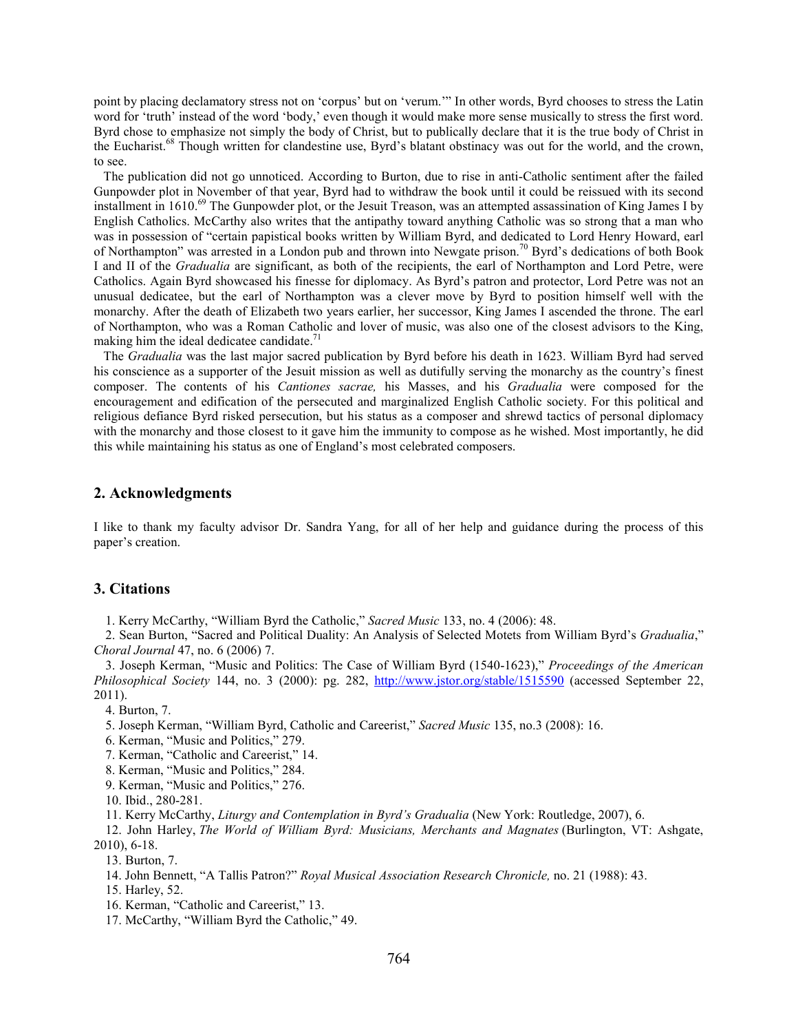point by placing declamatory stress not on 'corpus' but on 'verum.'" In other words, Byrd chooses to stress the Latin word for 'truth' instead of the word 'body,' even though it would make more sense musically to stress the first word. Byrd chose to emphasize not simply the body of Christ, but to publically declare that it is the true body of Christ in the Eucharist.[68] Though written for clandestine use, Byrd's blatant obstinacy was out for the world, and the crown, to see.

The publication did not go unnoticed. According to Burton, due to rise in anti-Catholic sentiment after the failed Gunpowder plot in November of that year, Byrd had to withdraw the book until it could be reissued with its second installment in 1610.[69] The Gunpowder plot, or the Jesuit Treason, was an attempted assassination of King James I by English Catholics. McCarthy also writes that the antipathy toward anything Catholic was so strong that a man who was in possession of "certain papistical books written by William Byrd, and dedicated to Lord Henry Howard, earl of Northampton" was arrested in a London pub and thrown into Newgate prison.[70] Byrd's dedications of both Book I and II of the *Gradualia* are significant, as both of the recipients, the earl of Northampton and Lord Petre, were Catholics. Again Byrd showcased his finesse for diplomacy. As Byrd's patron and protector, Lord Petre was not an unusual dedicatee, but the earl of Northampton was a clever move by Byrd to position himself well with the monarchy. After the death of Elizabeth two years earlier, her successor, King James I ascended the throne. The earl of Northampton, who was a Roman Catholic and lover of music, was also one of the closest advisors to the King, making him the ideal dedicatee candidate.[71]

The *Gradualia* was the last major sacred publication by Byrd before his death in 1623. William Byrd had served his conscience as a supporter of the Jesuit mission as well as dutifully serving the monarchy as the country's finest composer. The contents of his *Cantiones sacrae,* his Masses, and his *Gradualia* were composed for the encouragement and edification of the persecuted and marginalized English Catholic society. For this political and religious defiance Byrd risked persecution, but his status as a composer and shrewd tactics of personal diplomacy with the monarchy and those closest to it gave him the immunity to compose as he wished. Most importantly, he did this while maintaining his status as one of England's most celebrated composers.

## 2. Acknowledgments

I like to thank my faculty advisor Dr. Sandra Yang, for all of her help and guidance during the process of this paper's creation.

## 3. Citations

1. Kerry McCarthy, "William Byrd the Catholic," *Sacred Music* 133, no. 4 (2006): 48.
2. Sean Burton, "Sacred and Political Duality: An Analysis of Selected Motets from William Byrd's *Gradualia*," *Choral Journal* 47, no. 6 (2006) 7.
3. Joseph Kerman, "Music and Politics: The Case of William Byrd (1540-1623)," *Proceedings of the American Philosophical Society* 144, no. 3 (2000): pg. 282, http://www.jstor.org/stable/1515590 (accessed September 22, 2011).
4. Burton, 7.
5. Joseph Kerman, "William Byrd, Catholic and Careerist," *Sacred Music* 135, no.3 (2008): 16.
6. Kerman, "Music and Politics," 279.
7. Kerman, "Catholic and Careerist," 14.
8. Kerman, "Music and Politics," 284.
9. Kerman, "Music and Politics," 276.
10. Ibid., 280-281.
11. Kerry McCarthy, *Liturgy and Contemplation in Byrd's Gradualia* (New York: Routledge, 2007), 6.
12. John Harley, *The World of William Byrd: Musicians, Merchants and Magnates* (Burlington, VT: Ashgate, 2010), 6-18.
13. Burton, 7.
14. John Bennett, "A Tallis Patron?" *Royal Musical Association Research Chronicle,* no. 21 (1988): 43.
15. Harley, 52.
16. Kerman, "Catholic and Careerist," 13.
17. McCarthy, "William Byrd the Catholic," 49.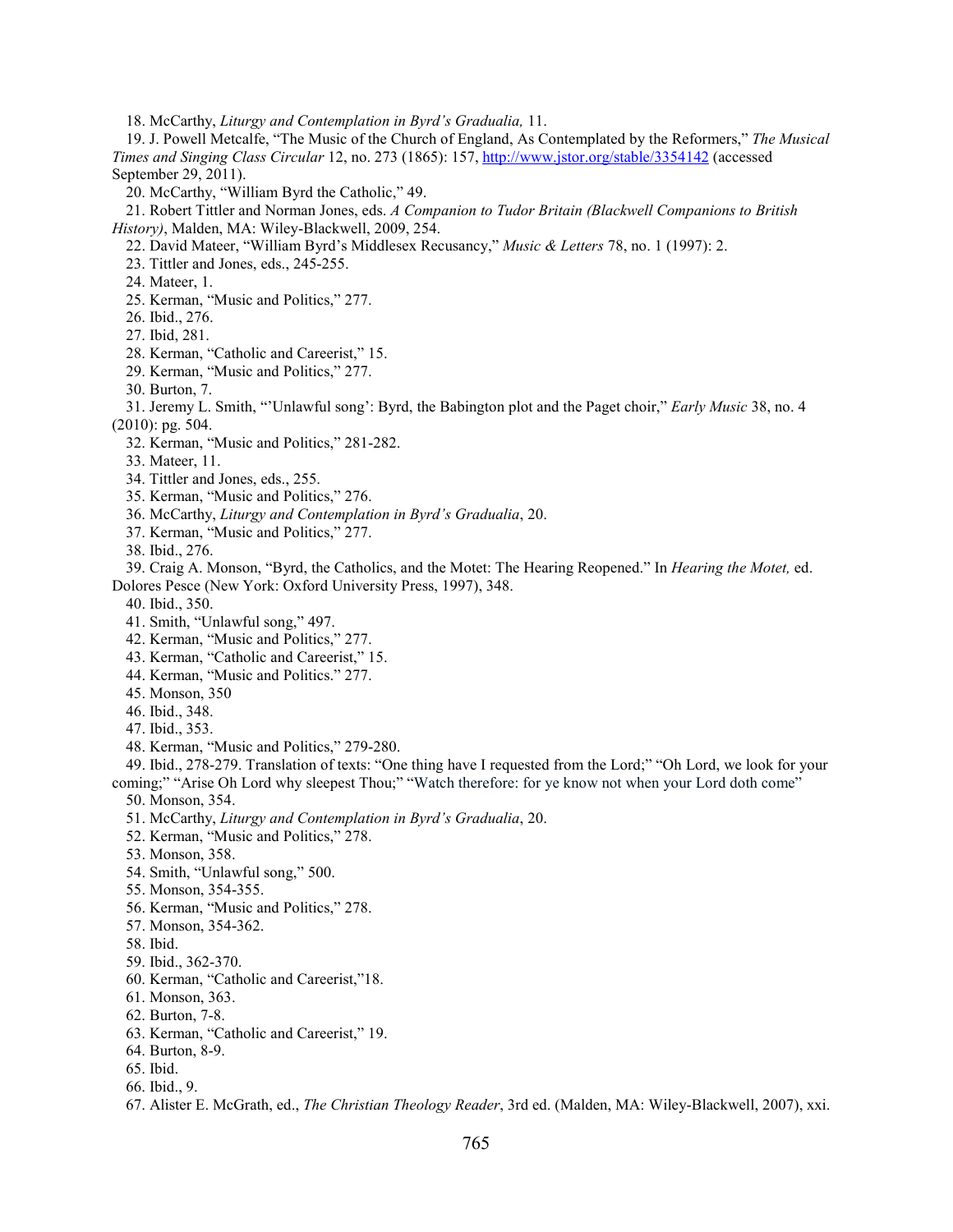18. McCarthy, *Liturgy and Contemplation in Byrd's Gradualia,* 11.

19. J. Powell Metcalfe, "The Music of the Church of England, As Contemplated by the Reformers," *The Musical Times and Singing Class Circular* 12, no. 273 (1865): 157, http://www.jstor.org/stable/3354142 (accessed September 29, 2011).

20. McCarthy, "William Byrd the Catholic," 49.

21. Robert Tittler and Norman Jones, eds. *A Companion to Tudor Britain (Blackwell Companions to British History)*, Malden, MA: Wiley-Blackwell, 2009, 254.

22. David Mateer, "William Byrd's Middlesex Recusancy," *Music & Letters* 78, no. 1 (1997): 2.

23. Tittler and Jones, eds., 245-255.

24. Mateer, 1.

25. Kerman, "Music and Politics," 277.

26. Ibid., 276.

27. Ibid, 281.

28. Kerman, "Catholic and Careerist," 15.

29. Kerman, "Music and Politics," 277.

30. Burton, 7.

31. Jeremy L. Smith, "'Unlawful song': Byrd, the Babington plot and the Paget choir," *Early Music* 38, no. 4 (2010): pg. 504.

32. Kerman, "Music and Politics," 281-282.

33. Mateer, 11.

34. Tittler and Jones, eds., 255.

35. Kerman, "Music and Politics," 276.

36. McCarthy, *Liturgy and Contemplation in Byrd's Gradualia*, 20.

37. Kerman, "Music and Politics," 277.

38. Ibid., 276.

39. Craig A. Monson, "Byrd, the Catholics, and the Motet: The Hearing Reopened." In *Hearing the Motet,* ed. Dolores Pesce (New York: Oxford University Press, 1997), 348.

40. Ibid., 350.

41. Smith, "Unlawful song," 497.

42. Kerman, "Music and Politics," 277.

43. Kerman, "Catholic and Careerist," 15.

44. Kerman, "Music and Politics." 277.

45. Monson, 350

46. Ibid., 348.

47. Ibid., 353.

48. Kerman, "Music and Politics," 279-280.

49. Ibid., 278-279. Translation of texts: "One thing have I requested from the Lord;" "Oh Lord, we look for your coming;" "Arise Oh Lord why sleepest Thou;" "Watch therefore: for ye know not when your Lord doth come"

50. Monson, 354.

51. McCarthy, *Liturgy and Contemplation in Byrd's Gradualia*, 20.

52. Kerman, "Music and Politics," 278.

53. Monson, 358.

54. Smith, "Unlawful song," 500.

55. Monson, 354-355.

56. Kerman, "Music and Politics," 278.

57. Monson, 354-362.

58. Ibid.

59. Ibid., 362-370.

60. Kerman, "Catholic and Careerist,"18.

61. Monson, 363.

62. Burton, 7-8.

63. Kerman, "Catholic and Careerist," 19.

64. Burton, 8-9.

65. Ibid.

66. Ibid., 9.

67. Alister E. McGrath, ed., *The Christian Theology Reader*, 3rd ed. (Malden, MA: Wiley-Blackwell, 2007), xxi.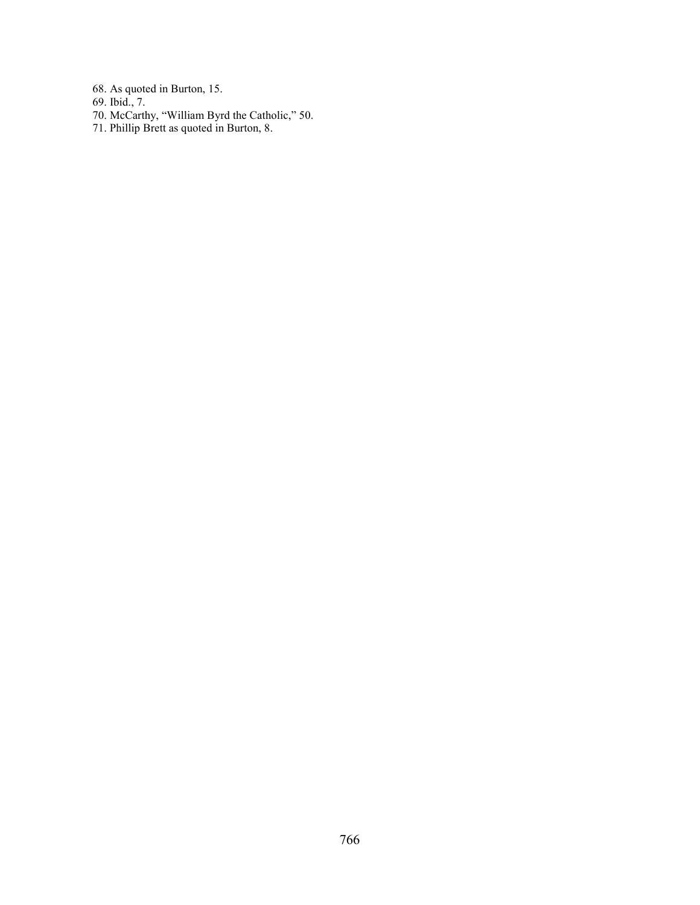68. As quoted in Burton, 15.
69. Ibid., 7.
70. McCarthy, "William Byrd the Catholic," 50.
71. Phillip Brett as quoted in Burton, 8.